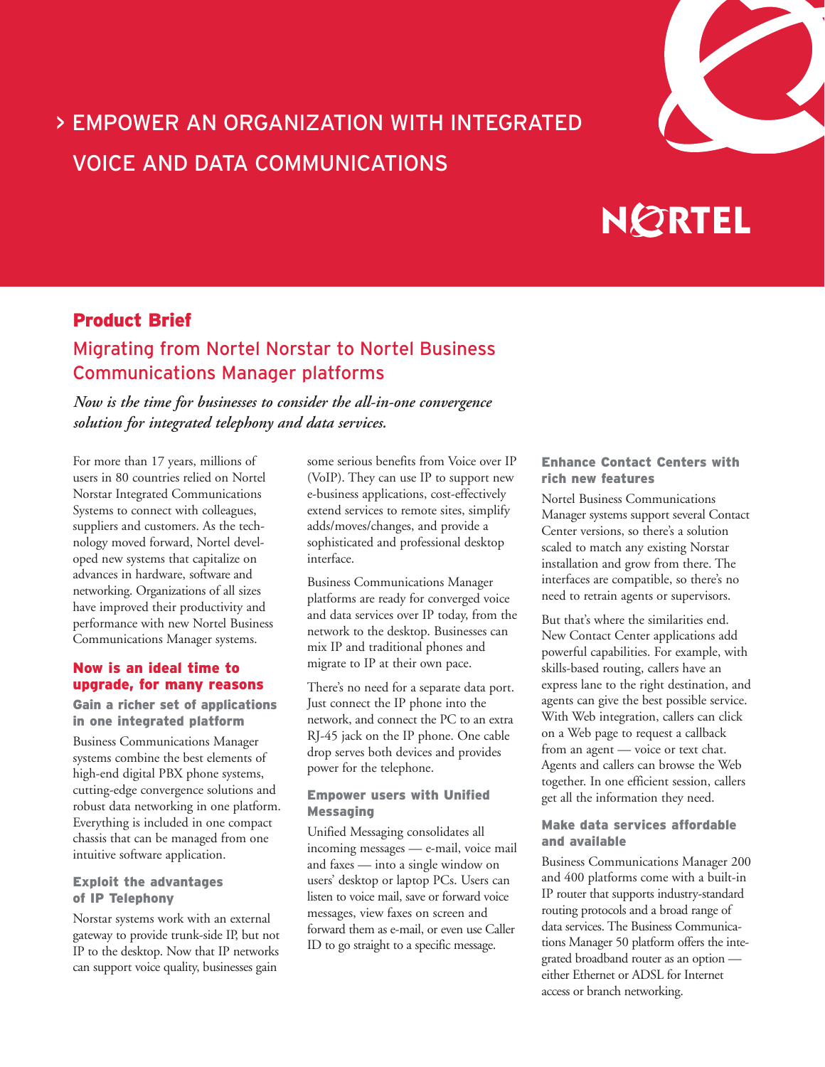> EMPOWER AN ORGANIZATION WITH INTEGRATED VOICE AND DATA COMMUNICATIONS

NORTEL

**Product Brief**

# Migrating from Nortel Norstar to Nortel Business Communications Manager platforms

*Now is the time for businesses to consider the all-in-one convergence solution for integrated telephony and data services.*

For more than 17 years, millions of users in 80 countries relied on Nortel Norstar Integrated Communications Systems to connect with colleagues, suppliers and customers. As the technology moved forward, Nortel developed new systems that capitalize on advances in hardware, software and networking. Organizations of all sizes have improved their productivity and performance with new Nortel Business Communications Manager systems.

## Now is an ideal time to upgrade, for many reasons

### Gain a richer set of applications in one integrated platform

Business Communications Manager systems combine the best elements of high-end digital PBX phone systems, cutting-edge convergence solutions and robust data networking in one platform. Everything is included in one compact chassis that can be managed from one intuitive software application.

### Exploit the advantages of IP Telephony

Norstar systems work with an external gateway to provide trunk-side IP, but not IP to the desktop. Now that IP networks can support voice quality, businesses gain some serious benefits from Voice over IP (VoIP). They can use IP to support new e-business applications, cost-effectively extend services to remote sites, simplify adds/moves/changes, and provide a sophisticated and professional desktop interface.

Business Communications Manager platforms are ready for converged voice and data services over IP today, from the network to the desktop. Businesses can mix IP and traditional phones and migrate to IP at their own pace.

There's no need for a separate data port. Just connect the IP phone into the network, and connect the PC to an extra RJ-45 jack on the IP phone. One cable drop serves both devices and provides power for the telephone.

### Empower users with Unified Messaging

Unified Messaging consolidates all incoming messages — e-mail, voice mail and faxes — into a single window on users' desktop or laptop PCs. Users can listen to voice mail, save or forward voice messages, view faxes on screen and forward them as e-mail, or even use Caller ID to go straight to a specific message.

### Enhance Contact Centers with rich new features

Nortel Business Communications Manager systems support several Contact Center versions, so there's a solution scaled to match any existing Norstar installation and grow from there. The interfaces are compatible, so there's no need to retrain agents or supervisors.

But that's where the similarities end. New Contact Center applications add powerful capabilities. For example, with skills-based routing, callers have an express lane to the right destination, and agents can give the best possible service. With Web integration, callers can click on a Web page to request a callback from an agent — voice or text chat. Agents and callers can browse the Web together. In one efficient session, callers get all the information they need.

### Make data services affordable and available

Business Communications Manager 200 and 400 platforms come with a built-in IP router that supports industry-standard routing protocols and a broad range of data services. The Business Communications Manager 50 platform offers the integrated broadband router as an option — either Ethernet or ADSL for Internet access or branch networking.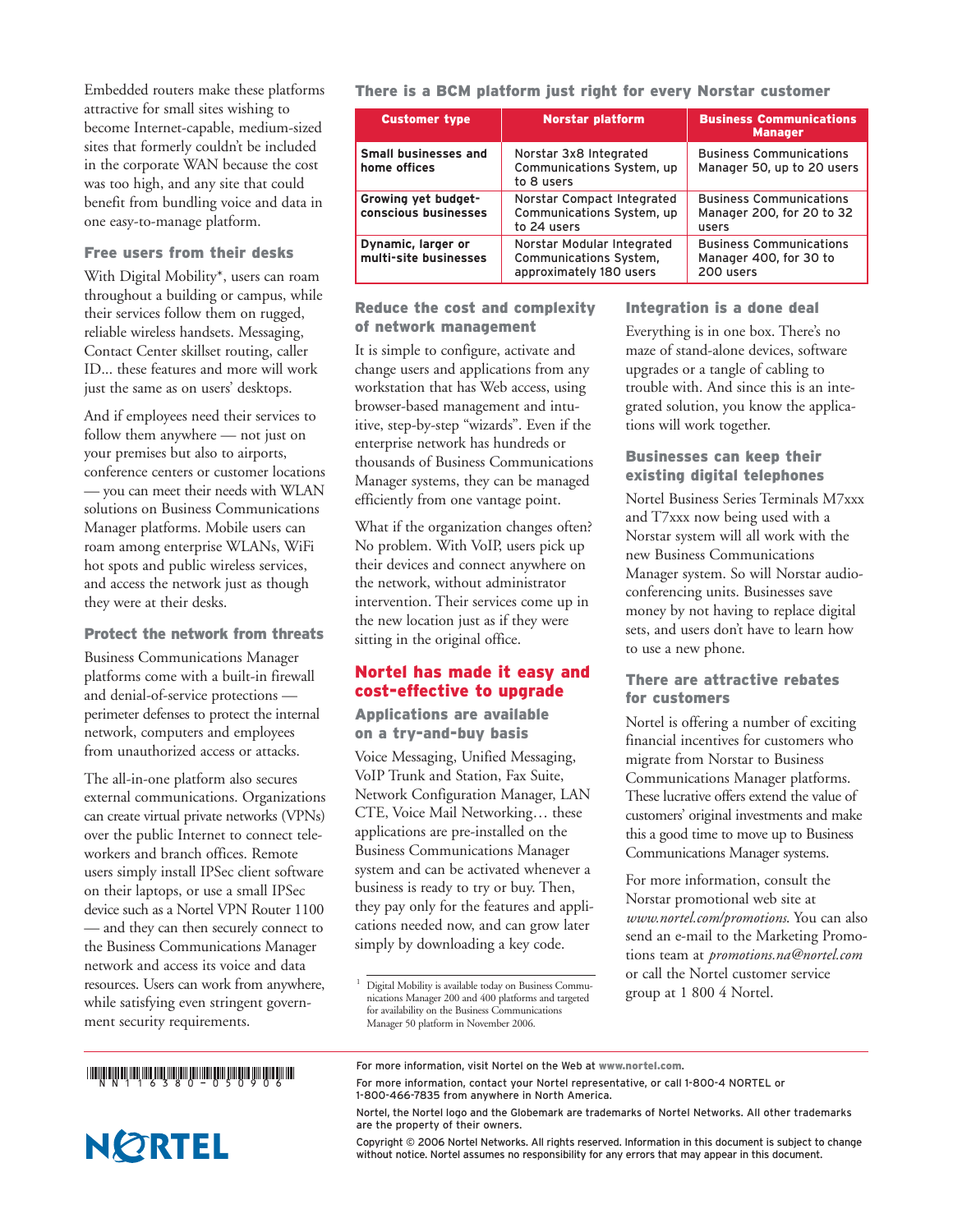Embedded routers make these platforms attractive for small sites wishing to become Internet-capable, medium-sized sites that formerly couldn't be included in the corporate WAN because the cost was too high, and any site that could benefit from bundling voice and data in one easy-to-manage platform.

### Free users from their desks

With Digital Mobility*, users can roam throughout a building or campus, while their services follow them on rugged, reliable wireless handsets. Messaging, Contact Center skillset routing, caller ID... these features and more will work just the same as on users' desktops.

And if employees need their services to follow them anywhere — not just on your premises but also to airports, conference centers or customer locations — you can meet their needs with WLAN solutions on Business Communications Manager platforms. Mobile users can roam among enterprise WLANs, WiFi hot spots and public wireless services, and access the network just as though they were at their desks.

### Protect the network from threats

Business Communications Manager platforms come with a built-in firewall and denial-of-service protections — perimeter defenses to protect the internal network, computers and employees from unauthorized access or attacks.

The all-in-one platform also secures external communications. Organizations can create virtual private networks (VPNs) over the public Internet to connect teleworkers and branch offices. Remote users simply install IPSec client software on their laptops, or use a small IPSec device such as a Nortel VPN Router 1100 — and they can then securely connect to the Business Communications Manager network and access its voice and data resources. Users can work from anywhere, while satisfying even stringent government security requirements.

### There is a BCM platform just right for every Norstar customer

| Customer type | Norstar platform | Business Communications Manager |
|---|---|---|
| Small businesses and home offices | Norstar 3x8 Integrated Communications System, up to 8 users | Business Communications Manager 50, up to 20 users |
| Growing yet budget-conscious businesses | Norstar Compact Integrated Communications System, up to 24 users | Business Communications Manager 200, for 20 to 32 users |
| Dynamic, larger or multi-site businesses | Norstar Modular Integrated Communications System, approximately 180 users | Business Communications Manager 400, for 30 to 200 users |

### Reduce the cost and complexity of network management

It is simple to configure, activate and change users and applications from any workstation that has Web access, using browser-based management and intuitive, step-by-step "wizards". Even if the enterprise network has hundreds or thousands of Business Communications Manager systems, they can be managed efficiently from one vantage point.

What if the organization changes often? No problem. With VoIP, users pick up their devices and connect anywhere on the network, without administrator intervention. Their services come up in the new location just as if they were sitting in the original office.

## Nortel has made it easy and cost-effective to upgrade

### Applications are available on a try-and-buy basis

Voice Messaging, Unified Messaging, VoIP Trunk and Station, Fax Suite, Network Configuration Manager, LAN CTE, Voice Mail Networking… these applications are pre-installed on the Business Communications Manager system and can be activated whenever a business is ready to try or buy. Then, they pay only for the features and applications needed now, and can grow later simply by downloading a key code.

[1] Digital Mobility is available today on Business Communications Manager 200 and 400 platforms and targeted for availability on the Business Communications Manager 50 platform in November 2006.

### Integration is a done deal

Everything is in one box. There's no maze of stand-alone devices, software upgrades or a tangle of cabling to trouble with. And since this is an integrated solution, you know the applications will work together.

### Businesses can keep their existing digital telephones

Nortel Business Series Terminals M7xxx and T7xxx now being used with a Norstar system will all work with the new Business Communications Manager system. So will Norstar audio-conferencing units. Businesses save money by not having to replace digital sets, and users don't have to learn how to use a new phone.

### There are attractive rebates for customers

Nortel is offering a number of exciting financial incentives for customers who migrate from Norstar to Business Communications Manager platforms. These lucrative offers extend the value of customers' original investments and make this a good time to move up to Business Communications Manager systems.

For more information, consult the Norstar promotional web site at *www.nortel.com/promotions*. You can also send an e-mail to the Marketing Promotions team at *promotions.na@nortel.com* or call the Nortel customer service group at 1 800 4 Nortel.

---

NN116380-050906

NORTEL

For more information, visit Nortel on the Web at **www.nortel.com**.

For more information, contact your Nortel representative, or call 1-800-4 NORTEL or 1-800-466-7835 from anywhere in North America.

Nortel, the Nortel logo and the Globemark are trademarks of Nortel Networks. All other trademarks are the property of their owners.

Copyright © 2006 Nortel Networks. All rights reserved. Information in this document is subject to change without notice. Nortel assumes no responsibility for any errors that may appear in this document.